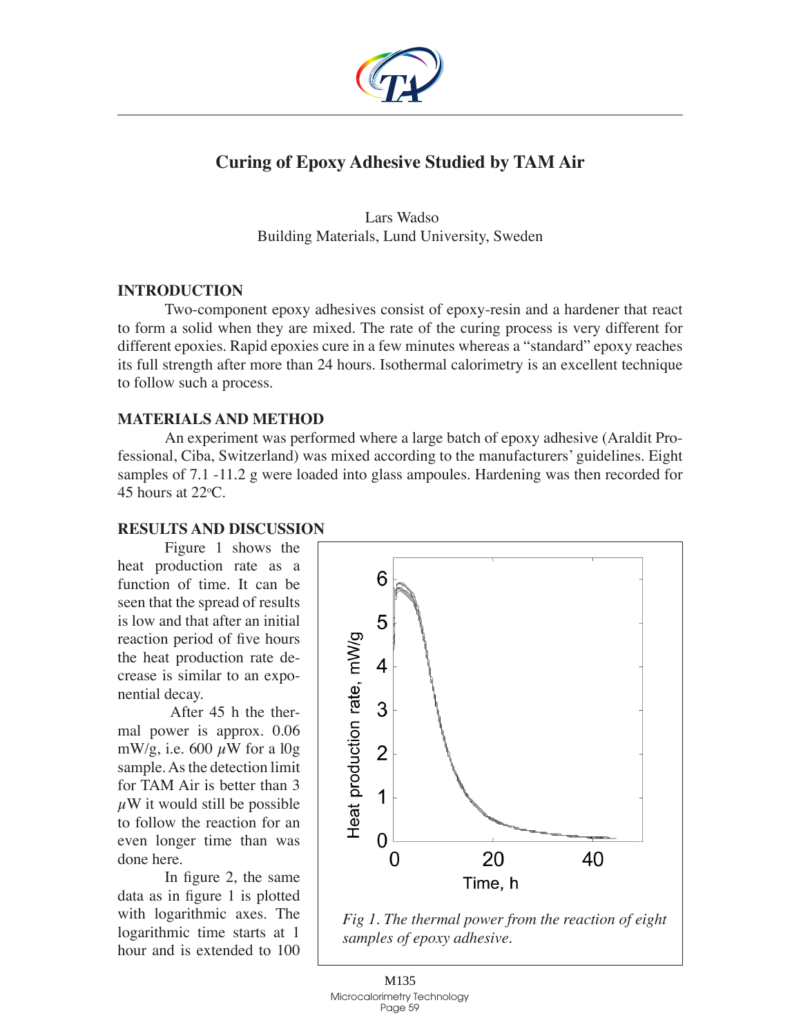# Curing of Epoxy Adhesive Studied by TAM Air

Lars Wadso
Building Materials, Lund University, Sweden

## INTRODUCTION

Two-component epoxy adhesives consist of epoxy-resin and a hardener that react to form a solid when they are mixed. The rate of the curing process is very different for different epoxies. Rapid epoxies cure in a few minutes whereas a "standard" epoxy reaches its full strength after more than 24 hours. Isothermal calorimetry is an excellent technique to follow such a process.

## MATERIALS AND METHOD

An experiment was performed where a large batch of epoxy adhesive (Araldit Professional, Ciba, Switzerland) was mixed according to the manufacturers' guidelines. Eight samples of 7.1 -11.2 g were loaded into glass ampoules. Hardening was then recorded for 45 hours at 22°C.

## RESULTS AND DISCUSSION

Figure 1 shows the heat production rate as a function of time. It can be seen that the spread of results is low and that after an initial reaction period of five hours the heat production rate decrease is similar to an exponential decay.

After 45 h the thermal power is approx. 0.06 mW/g, i.e. 600 $\mu$W for a 10g sample. As the detection limit for TAM Air is better than 3 $\mu$W it would still be possible to follow the reaction for an even longer time than was done here.

In figure 2, the same data as in figure 1 is plotted with logarithmic axes. The logarithmic time starts at 1 hour and is extended to 100

*Fig 1. The thermal power from the reaction of eight samples of epoxy adhesive.*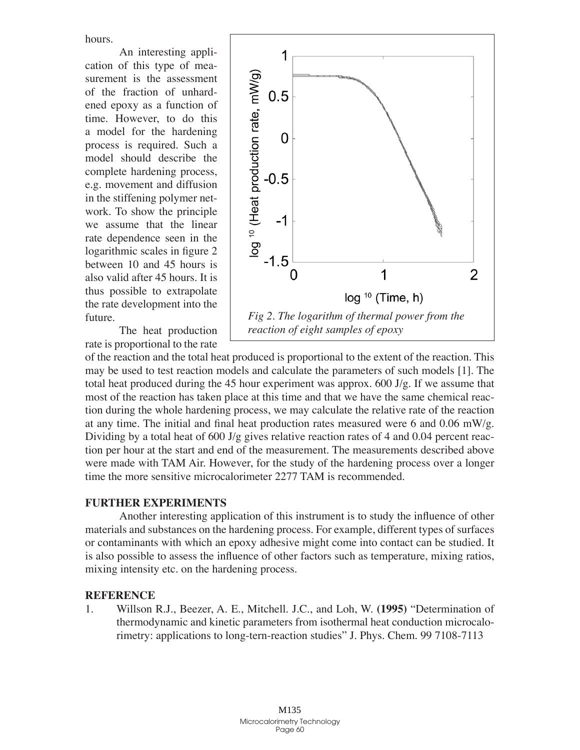hours.

An interesting application of this type of measurement is the assessment of the fraction of unhardened epoxy as a function of time. However, to do this a model for the hardening process is required. Such a model should describe the complete hardening process, e.g. movement and diffusion in the stiffening polymer network. To show the principle we assume that the linear rate dependence seen in the logarithmic scales in figure 2 between 10 and 45 hours is also valid after 45 hours. It is thus possible to extrapolate the rate development into the future.

log 10 (Heat production rate, mW/g)

1

0.5

0

-0.5

-1

-1.5

0

1

2

log 10 (Time, h)

*Fig 2. The logarithm of thermal power from the reaction of eight samples of epoxy*

The heat production rate is proportional to the rate of the reaction and the total heat produced is proportional to the extent of the reaction. This may be used to test reaction models and calculate the parameters of such models [1]. The total heat produced during the 45 hour experiment was approx. 600 J/g. If we assume that most of the reaction has taken place at this time and that we have the same chemical reaction during the whole hardening process, we may calculate the relative rate of the reaction at any time. The initial and final heat production rates measured were 6 and 0.06 mW/g. Dividing by a total heat of 600 J/g gives relative reaction rates of 4 and 0.04 percent reaction per hour at the start and end of the measurement. The measurements described above were made with TAM Air. However, for the study of the hardening process over a longer time the more sensitive microcalorimeter 2277 TAM is recommended.

## FURTHER EXPERIMENTS

Another interesting application of this instrument is to study the influence of other materials and substances on the hardening process. For example, different types of surfaces or contaminants with which an epoxy adhesive might come into contact can be studied. It is also possible to assess the influence of other factors such as temperature, mixing ratios, mixing intensity etc. on the hardening process.

## REFERENCE

1. Willson R.J., Beezer, A. E., Mitchell. J.C., and Loh, W. (**1995**) "Determination of thermodynamic and kinetic parameters from isothermal heat conduction microcalorimetry: applications to long-tern-reaction studies" J. Phys. Chem. 99 7108-7113